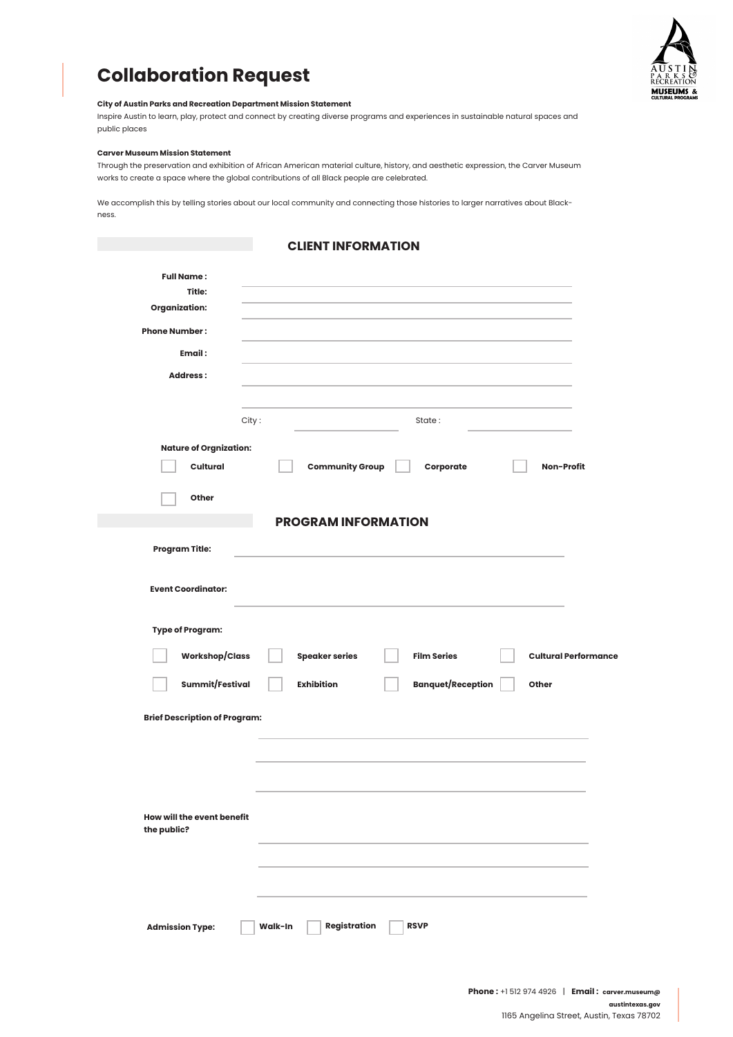# Collaboration Request

**City of Austin Parks and Recreation Department Mission Statement**

Inspire Austin to learn, play, protect and connect by creating diverse programs and experiences in sustainable natural spaces and public places

**Carver Museum Mission Statement**

Through the preservation and exhibition of African American material culture, history, and aesthetic expression, the Carver Museum works to create a space where the global contributions of all Black people are celebrated.

We accomplish this by telling stories about our local community and connecting those histories to larger narratives about Black-ness.

## CLIENT INFORMATION

**Full Name :** ______________________________

**Title:** ______________________________

**Organization:** ______________________________

**Phone Number :** ______________________________

**Email :** ______________________________

**Address :** ______________________________

______________________________

City : ______________ State : ______________

**Nature of Orgnization:**

- [ ] **Cultural**
- [ ] **Community Group**
- [ ] **Corporate**
- [ ] **Non-Profit**
- [ ] **Other**

## PROGRAM INFORMATION

**Program Title:** ______________________________

**Event Coordinator:** ______________________________

**Type of Program:**

- [ ] **Workshop/Class**
- [ ] **Speaker series**
- [ ] **Film Series**
- [ ] **Cultural Performance**
- [ ] **Summit/Festival**
- [ ] **Exhibition**
- [ ] **Banquet/Reception**
- [ ] **Other**

**Brief Description of Program:**

______________________________

______________________________

______________________________

**How will the event benefit the public?**

______________________________

______________________________

______________________________

**Admission Type:**

- [ ] **Walk-In**
- [ ] **Registration**
- [ ] **RSVP**

**Phone :** +1 512 974 4926 | **Email : carver.museum@austintexas.gov**

1165 Angelina Street, Austin, Texas 78702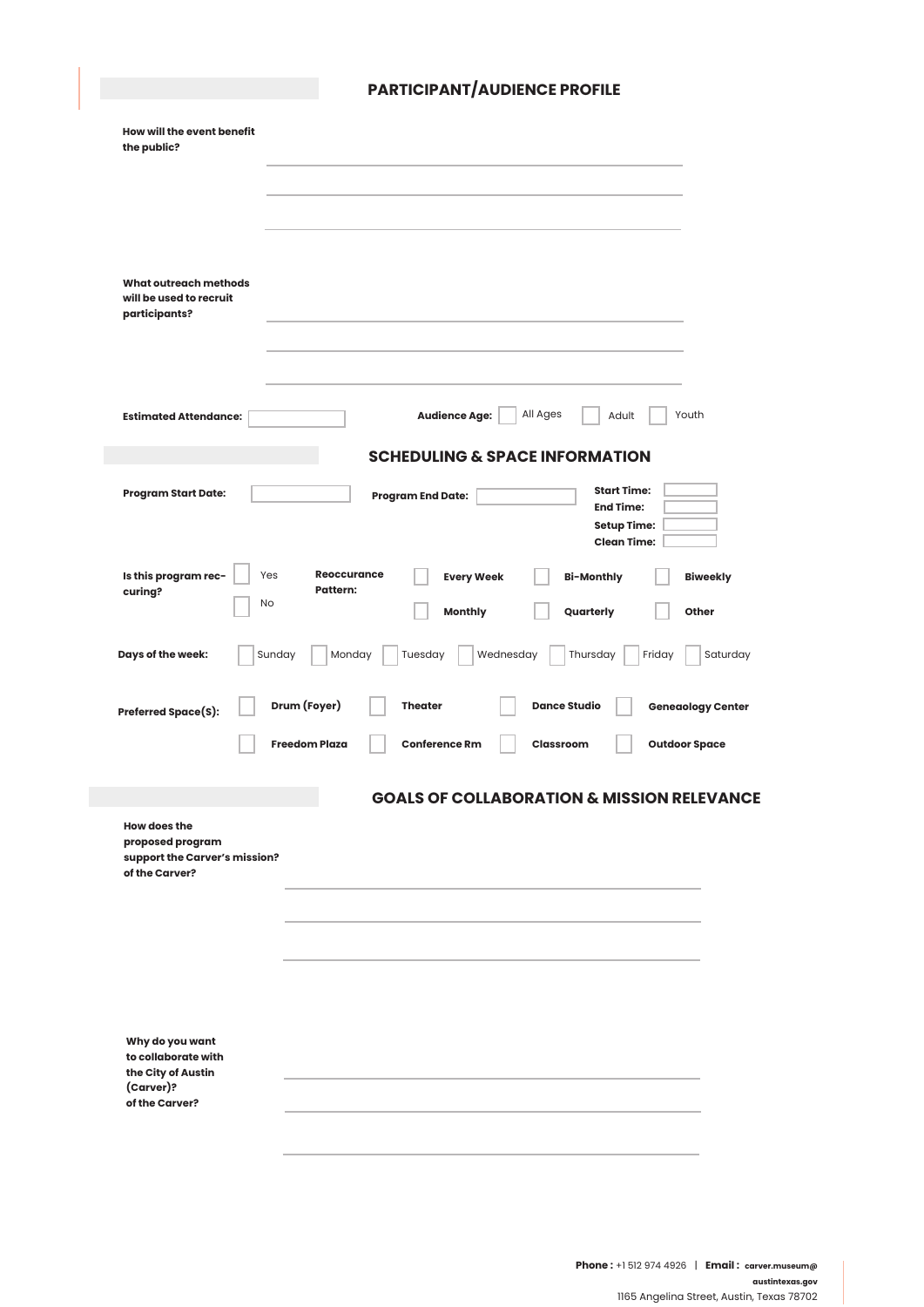## PARTICIPANT/AUDIENCE PROFILE

**How will the event benefit the public?**

**What outreach methods will be used to recruit participants?**

**Estimated Attendance:**

**Audience Age:** ☐ All Ages ☐ Adult ☐ Youth

## SCHEDULING & SPACE INFORMATION

**Program Start Date:**

**Program End Date:**

**Start Time:**
**End Time:**
**Setup Time:**
**Clean Time:**

**Is this program recurring?** ☐ Yes ☐ No

**Reoccurance Pattern:** ☐ **Every Week** ☐ **Bi-Monthly** ☐ **Biweekly** ☐ **Monthly** ☐ **Quarterly** ☐ **Other**

**Days of the week:** ☐ Sunday ☐ Monday ☐ Tuesday ☐ Wednesday ☐ Thursday ☐ Friday ☐ Saturday

**Preferred Space(s):** ☐ **Drum (Foyer)** ☐ **Theater** ☐ **Dance Studio** ☐ **Geneaology Center** ☐ **Freedom Plaza** ☐ **Conference Rm** ☐ **Classroom** ☐ **Outdoor Space**

## GOALS OF COLLABORATION & MISSION RELEVANCE

**How does the proposed program support the Carver's mission? of the Carver?**

**Why do you want to collaborate with the City of Austin (Carver)? of the Carver?**

**Phone :** +1 512 974 4926 | **Email :** carver.museum@austintexas.gov

1165 Angelina Street, Austin, Texas 78702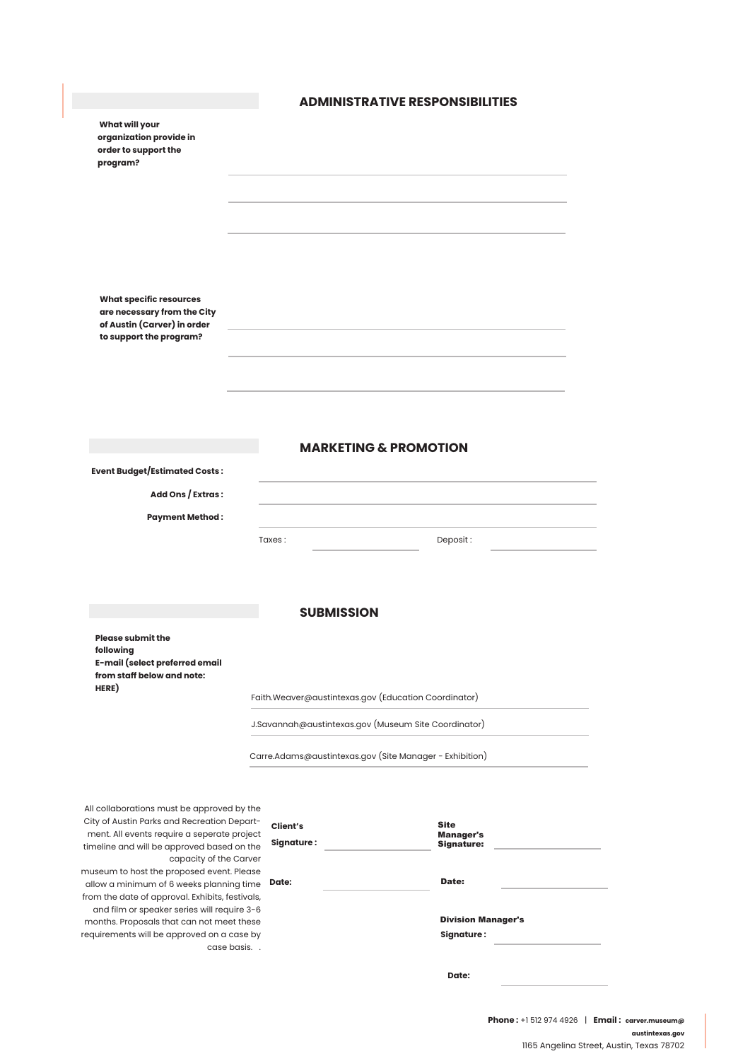## ADMINISTRATIVE RESPONSIBILITIES

**What will your organization provide in order to support the program?**

**What specific resources are necessary from the City of Austin (Carver) in order to support the program?**

## MARKETING & PROMOTION

**Event Budget/Estimated Costs :**

**Add Ons / Extras :**

**Payment Method :**

Taxes :

Deposit :

## SUBMISSION

**Please submit the following E-mail (select preferred email from staff below and note: HERE)**

Faith.Weaver@austintexas.gov (Education Coordinator)

J.Savannah@austintexas.gov (Museum Site Coordinator)

Carre.Adams@austintexas.gov (Site Manager - Exhibition)

All collaborations must be approved by the City of Austin Parks and Recreation Department. All events require a seperate project timeline and will be approved based on the capacity of the Carver museum to host the proposed event. Please allow a minimum of 6 weeks planning time from the date of approval. Exhibits, festivals, and film or speaker series will require 3-6 months. Proposals that can not meet these requirements will be approved on a case by case basis. .

**Client's Signature :**

**Date:**

**Site Manager's Signature:**

**Date:**

**Division Manager's Signature :**

**Date:**

**Phone :** +1 512 974 4926 | **Email : carver.museum@austintexas.gov**

1165 Angelina Street, Austin, Texas 78702